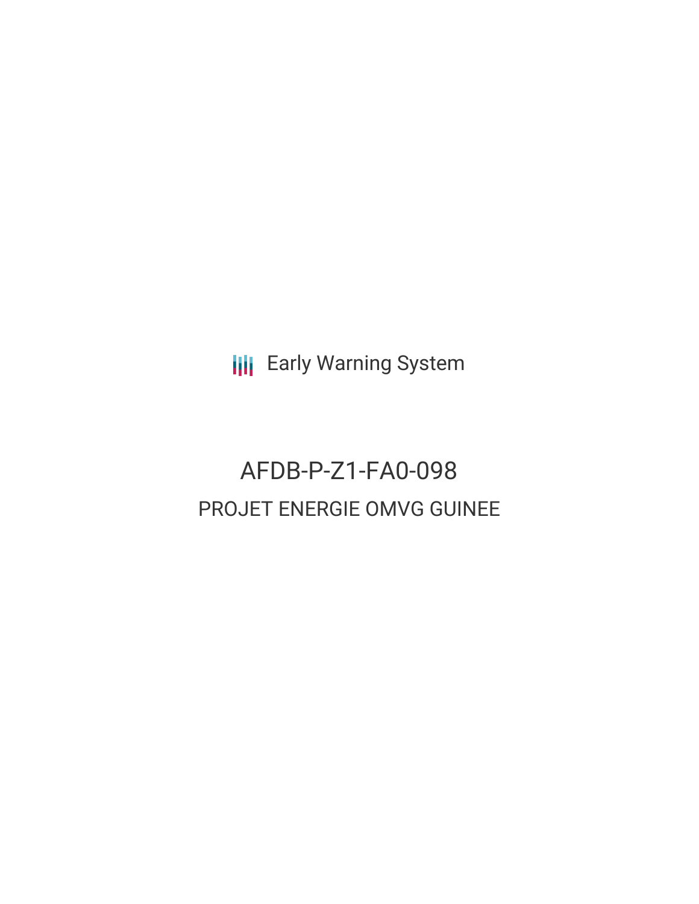Early Warning System

# AFDB-P-Z1-FA0-098

## PROJET ENERGIE OMVG GUINEE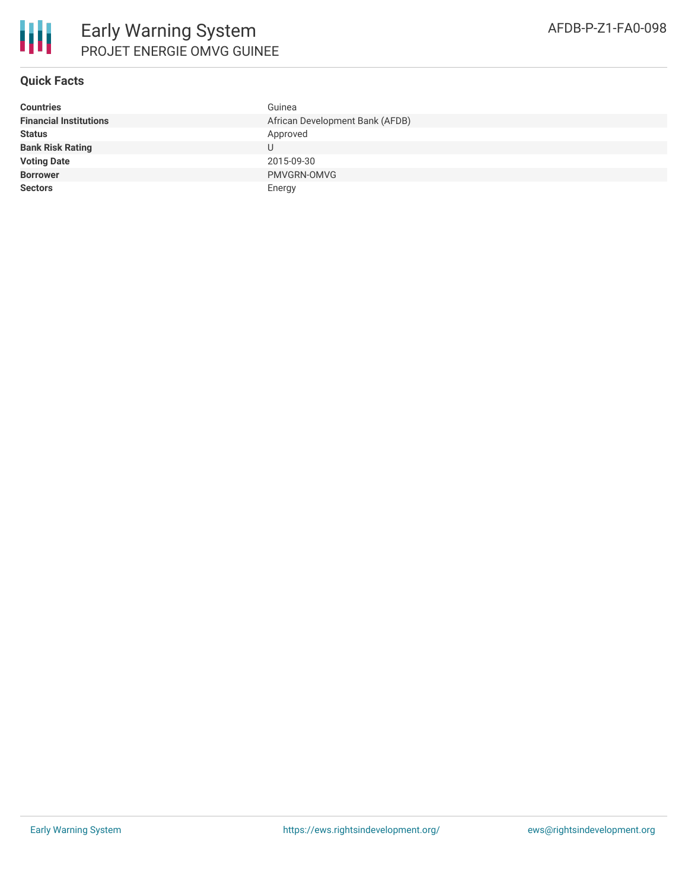# Early Warning System

## PROJET ENERGIE OMVG GUINEE

AFDB-P-Z1-FA0-098

### Quick Facts

| | |
|---|---|
| **Countries** | Guinea |
| **Financial Institutions** | African Development Bank (AFDB) |
| **Status** | Approved |
| **Bank Risk Rating** | U |
| **Voting Date** | 2015-09-30 |
| **Borrower** | PMVGRN-OMVG |
| **Sectors** | Energy |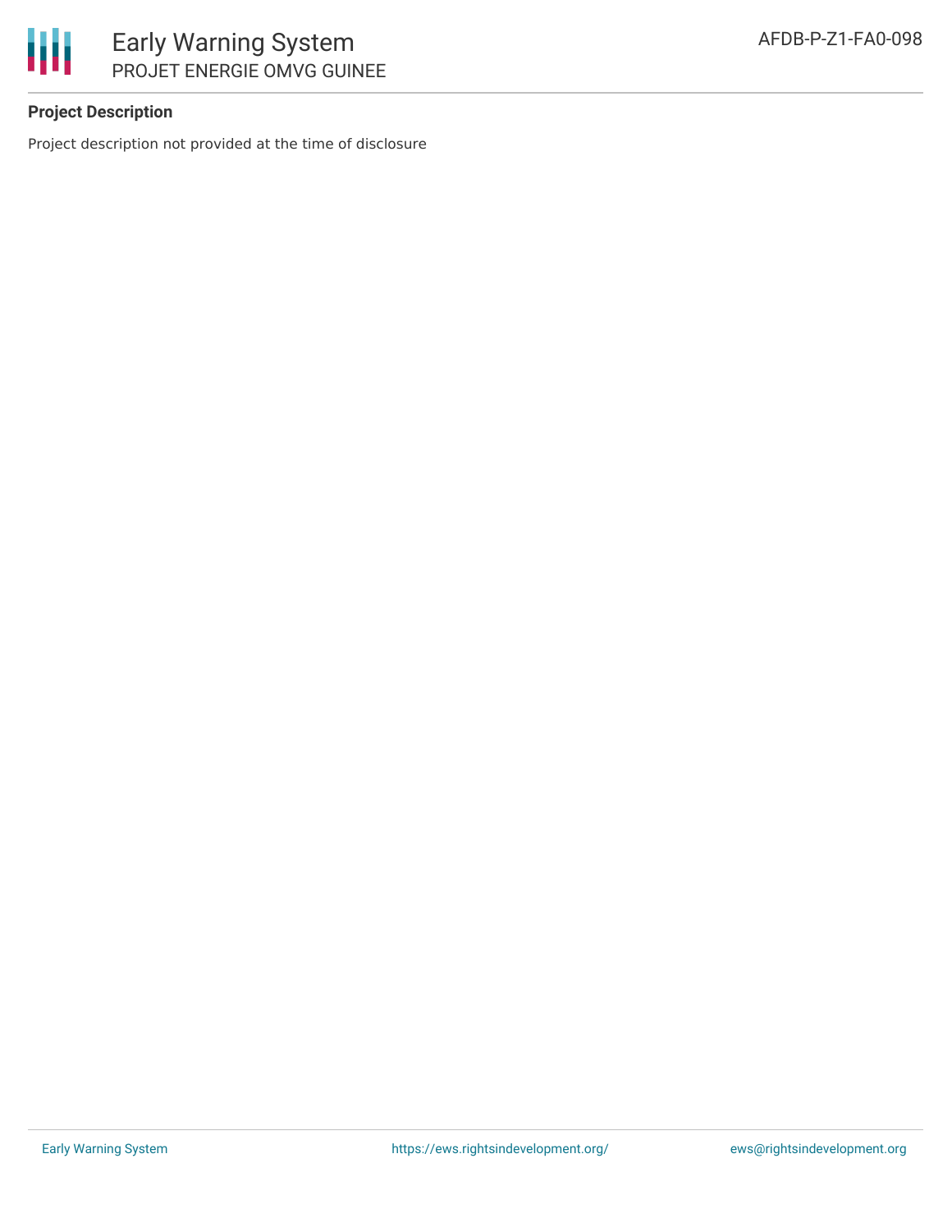## Project Description

Project description not provided at the time of disclosure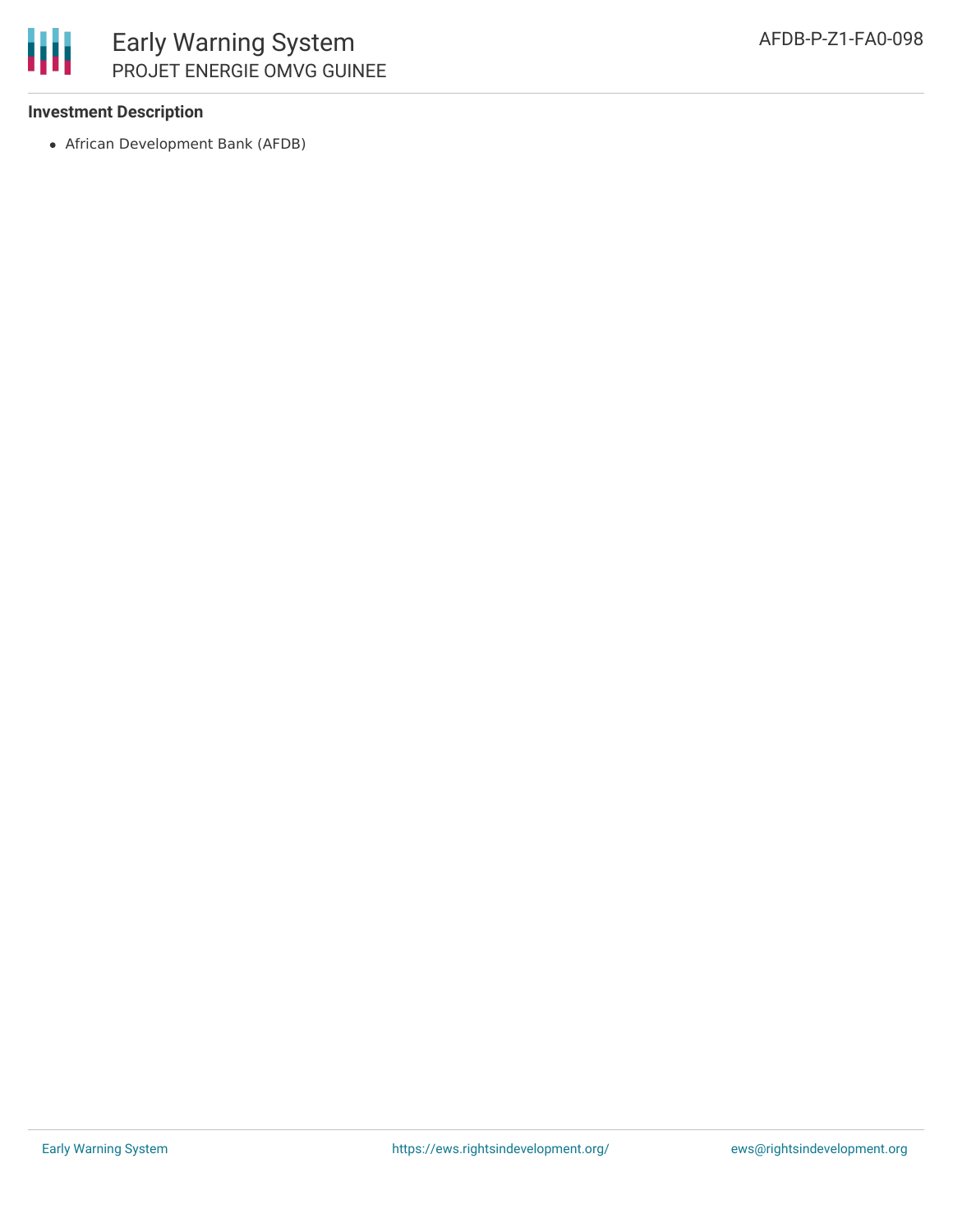**Investment Description**

- African Development Bank (AFDB)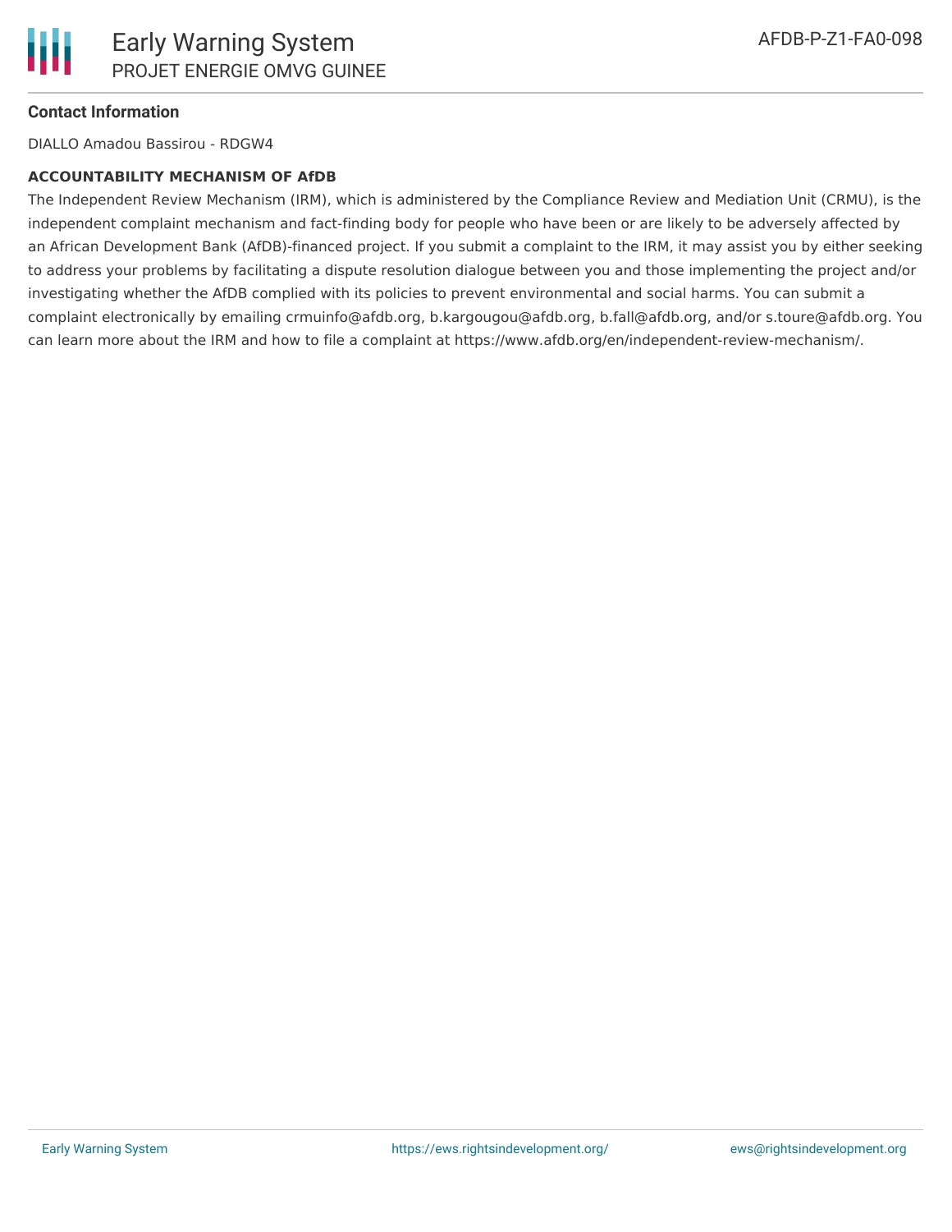### Contact Information

DIALLO Amadou Bassirou - RDGW4

**ACCOUNTABILITY MECHANISM OF AfDB**

The Independent Review Mechanism (IRM), which is administered by the Compliance Review and Mediation Unit (CRMU), is the independent complaint mechanism and fact-finding body for people who have been or are likely to be adversely affected by an African Development Bank (AfDB)-financed project. If you submit a complaint to the IRM, it may assist you by either seeking to address your problems by facilitating a dispute resolution dialogue between you and those implementing the project and/or investigating whether the AfDB complied with its policies to prevent environmental and social harms. You can submit a complaint electronically by emailing crmuinfo@afdb.org, b.kargougou@afdb.org, b.fall@afdb.org, and/or s.toure@afdb.org. You can learn more about the IRM and how to file a complaint at https://www.afdb.org/en/independent-review-mechanism/.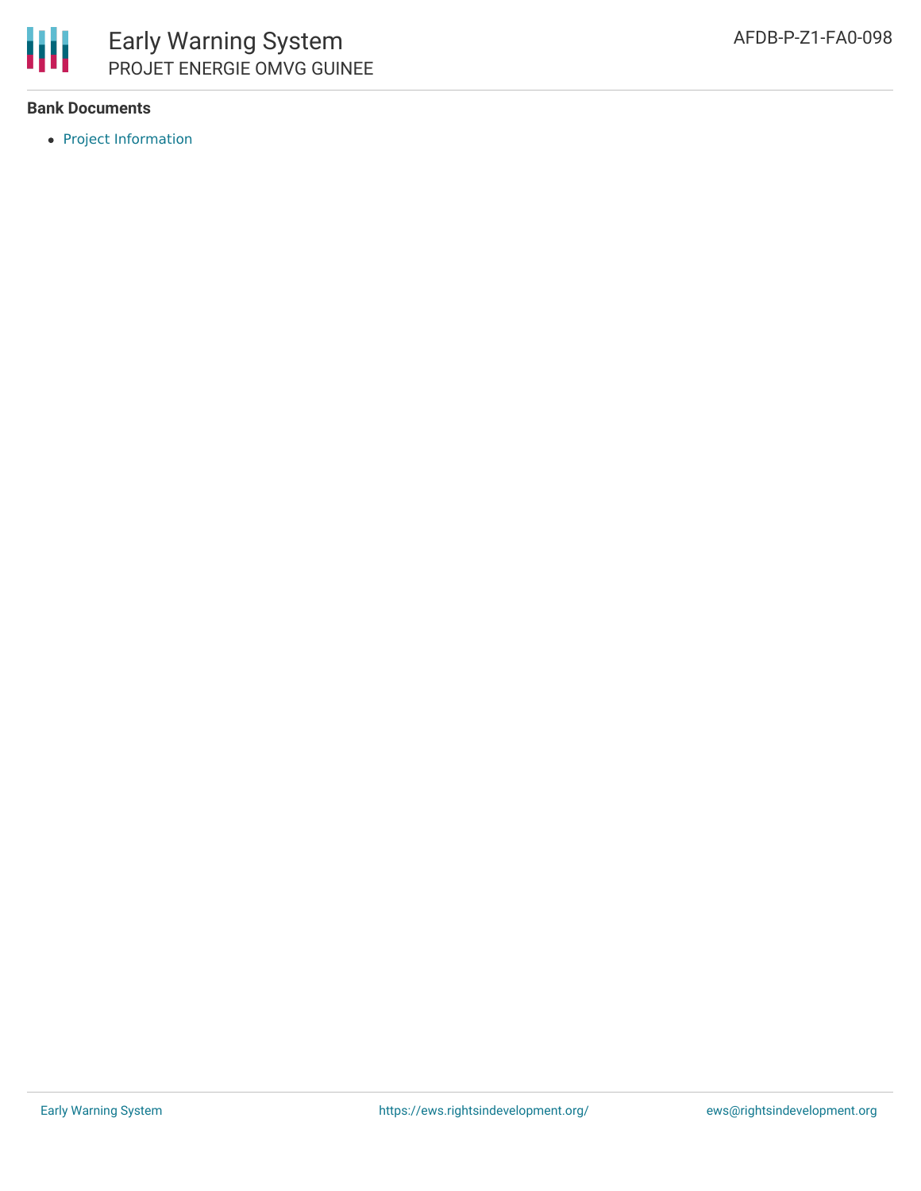**Bank Documents**

- Project Information